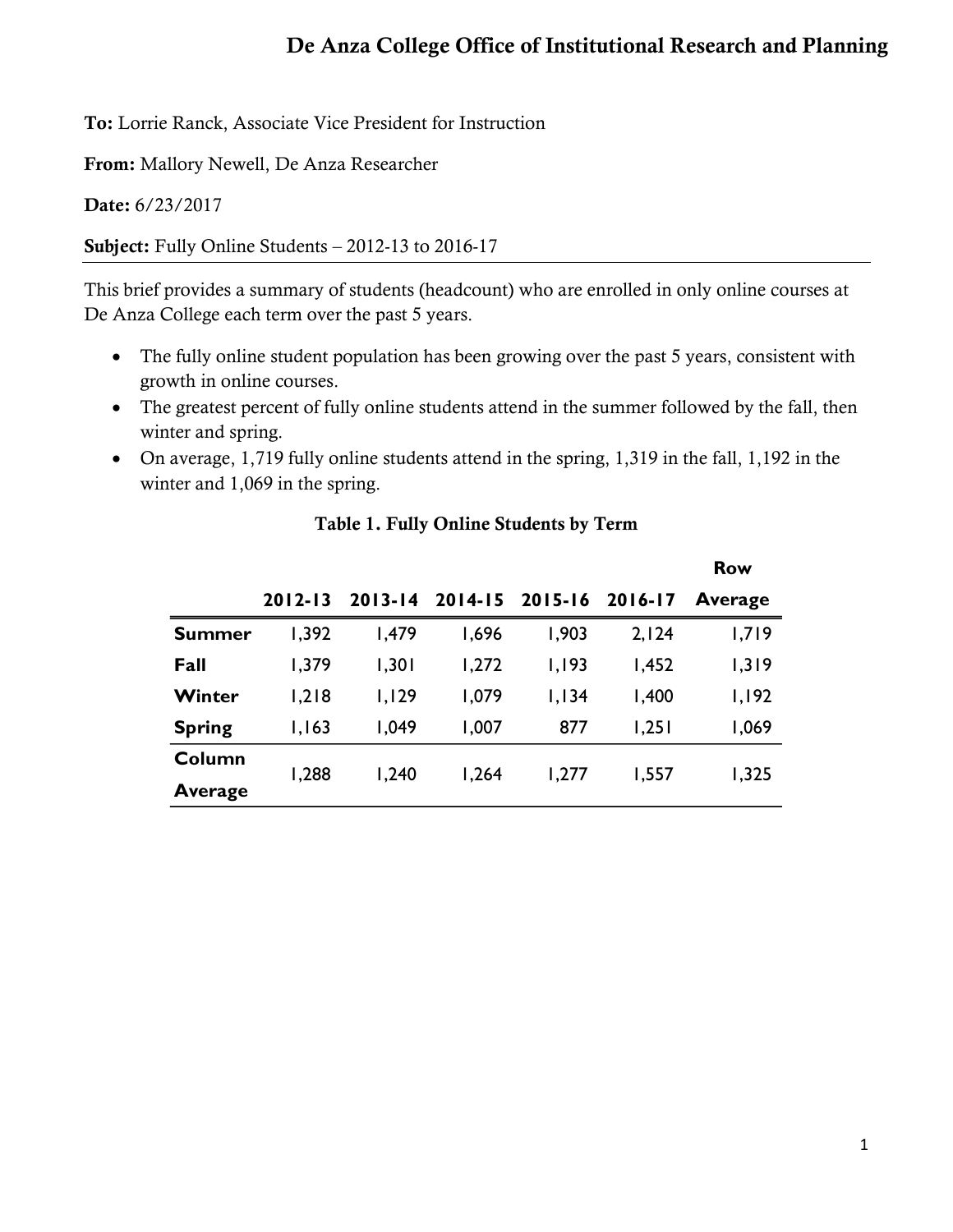# De Anza College Office of Institutional Research and Planning

**To:** Lorrie Ranck, Associate Vice President for Instruction

**From:** Mallory Newell, De Anza Researcher

**Date:** 6/23/2017

**Subject:** Fully Online Students – 2012-13 to 2016-17

This brief provides a summary of students (headcount) who are enrolled in only online courses at De Anza College each term over the past 5 years.

- The fully online student population has been growing over the past 5 years, consistent with growth in online courses.
- The greatest percent of fully online students attend in the summer followed by the fall, then winter and spring.
- On average, 1,719 fully online students attend in the spring, 1,319 in the fall, 1,192 in the winter and 1,069 in the spring.

**Table 1. Fully Online Students by Term**

| | 2012-13 | 2013-14 | 2014-15 | 2015-16 | 2016-17 | Row Average |
|---|---|---|---|---|---|---|
| **Summer** | 1,392 | 1,479 | 1,696 | 1,903 | 2,124 | 1,719 |
| **Fall** | 1,379 | 1,301 | 1,272 | 1,193 | 1,452 | 1,319 |
| **Winter** | 1,218 | 1,129 | 1,079 | 1,134 | 1,400 | 1,192 |
| **Spring** | 1,163 | 1,049 | 1,007 | 877 | 1,251 | 1,069 |
| **Column Average** | 1,288 | 1,240 | 1,264 | 1,277 | 1,557 | 1,325 |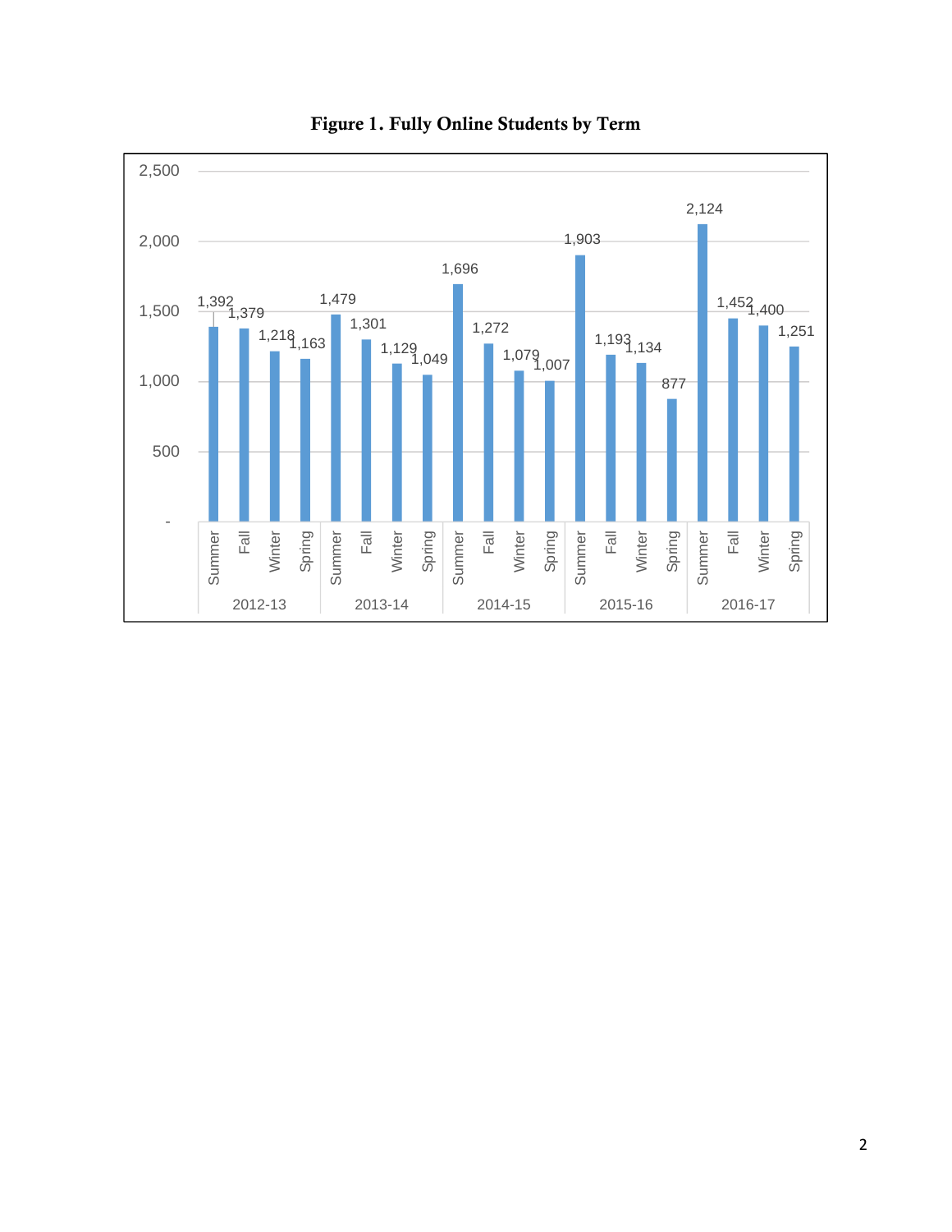**Figure 1. Fully Online Students by Term**

2,500
2,000
1,500
1,000
500
-

1,392
1,379
1,218
1,163
1,479
1,301
1,129
1,049
1,696
1,272
1,079
1,007
1,903
1,193
1,134
877
2,124
1,452
1,400
1,251

Summer Fall Winter Spring
2012-13

Summer Fall Winter Spring
2013-14

Summer Fall Winter Spring
2014-15

Summer Fall Winter Spring
2015-16

Summer Fall Winter Spring
2016-17